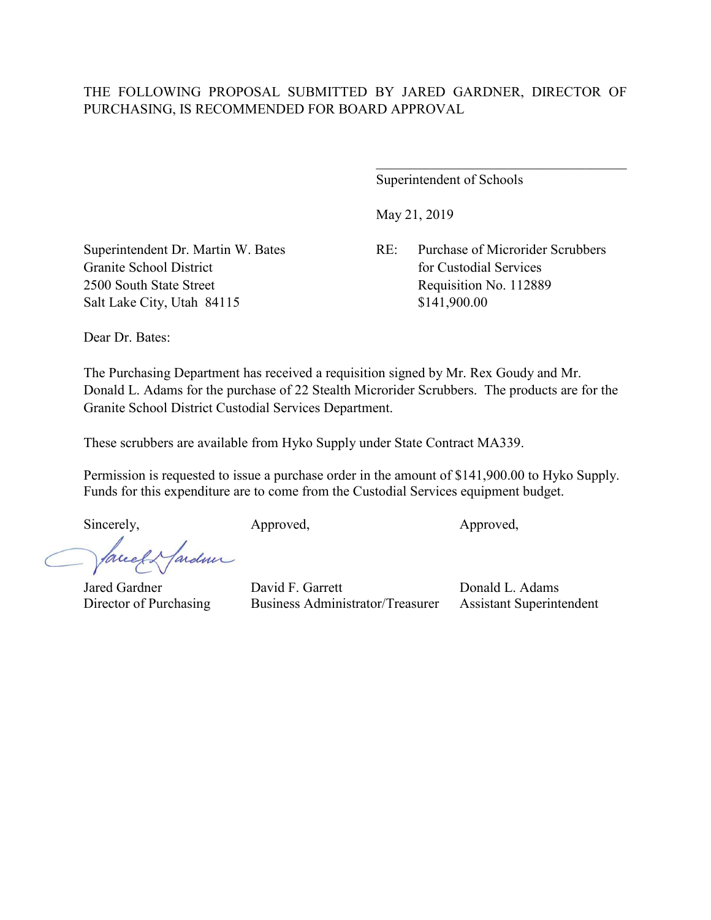THE FOLLOWING PROPOSAL SUBMITTED BY JARED GARDNER, DIRECTOR OF PURCHASING, IS RECOMMENDED FOR BOARD APPROVAL

\_\_\_\_\_\_\_\_\_\_\_\_\_\_\_\_\_\_\_\_\_\_\_\_\_\_\_\_\_\_\_\_\_\_\_\_

Superintendent of Schools

May 21, 2019

Superintendent Dr. Martin W. Bates
Granite School District
2500 South State Street
Salt Lake City, Utah 84115

RE: Purchase of Microrider Scrubbers for Custodial Services
Requisition No. 112889
$141,900.00

Dear Dr. Bates:

The Purchasing Department has received a requisition signed by Mr. Rex Goudy and Mr. Donald L. Adams for the purchase of 22 Stealth Microrider Scrubbers. The products are for the Granite School District Custodial Services Department.

These scrubbers are available from Hyko Supply under State Contract MA339.

Permission is requested to issue a purchase order in the amount of $141,900.00 to Hyko Supply. Funds for this expenditure are to come from the Custodial Services equipment budget.

| Sincerely, | Approved, | Approved, |
|---|---|---|
| Jared Gardner | David F. Garrett | Donald L. Adams |
| Director of Purchasing | Business Administrator/Treasurer | Assistant Superintendent |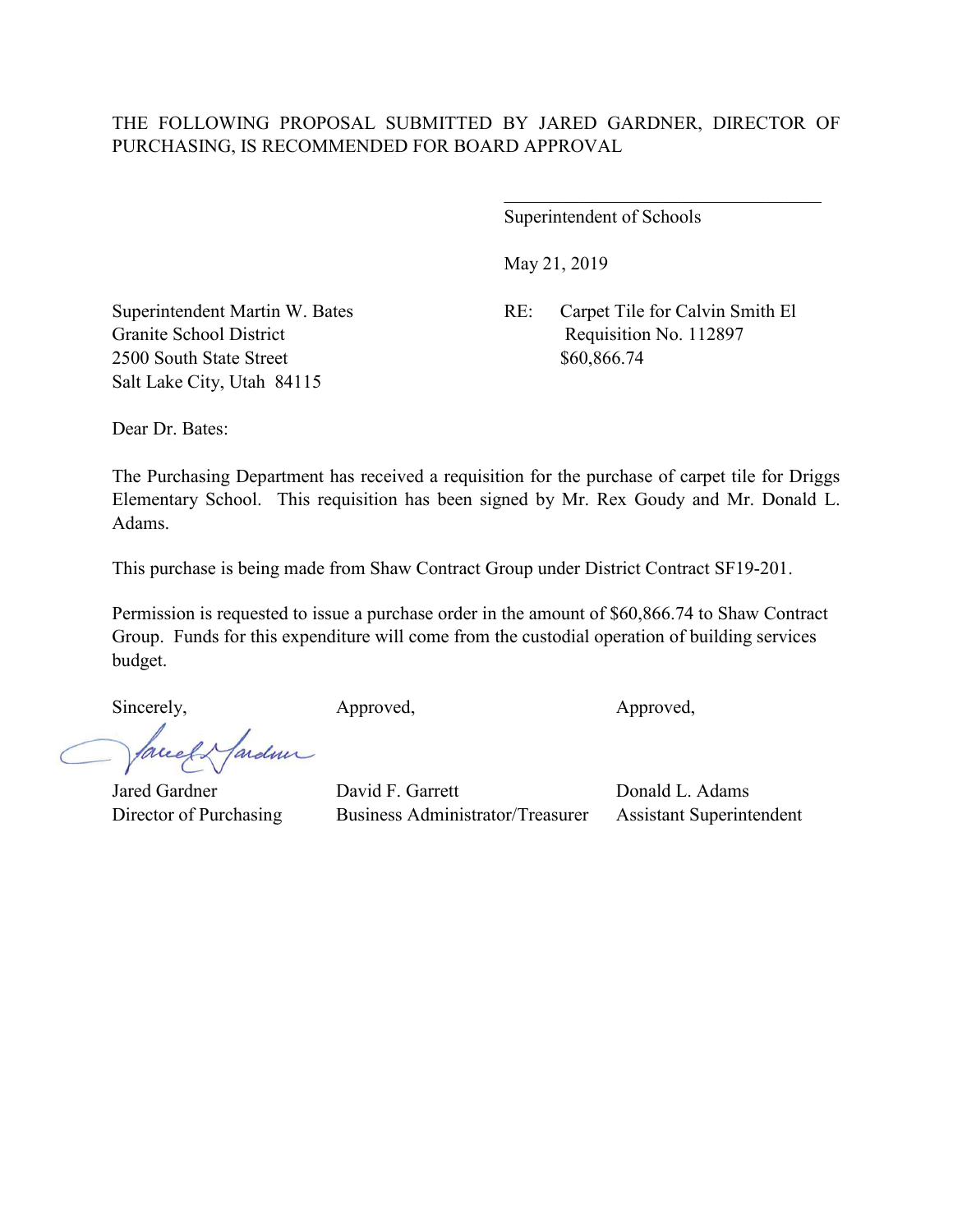THE FOLLOWING PROPOSAL SUBMITTED BY JARED GARDNER, DIRECTOR OF PURCHASING, IS RECOMMENDED FOR BOARD APPROVAL

\_\_\_\_\_\_\_\_\_\_\_\_\_\_\_\_\_\_\_\_\_\_\_\_\_\_\_\_\_\_\_\_\_\_\_\_
Superintendent of Schools

May 21, 2019

Superintendent Martin W. Bates
Granite School District
2500 South State Street
Salt Lake City, Utah 84115

RE: Carpet Tile for Calvin Smith El
Requisition No. 112897
$60,866.74

Dear Dr. Bates:

The Purchasing Department has received a requisition for the purchase of carpet tile for Driggs Elementary School. This requisition has been signed by Mr. Rex Goudy and Mr. Donald L. Adams.

This purchase is being made from Shaw Contract Group under District Contract SF19-201.

Permission is requested to issue a purchase order in the amount of $60,866.74 to Shaw Contract Group. Funds for this expenditure will come from the custodial operation of building services budget.

Sincerely,

Jared Gardner
Director of Purchasing

Approved,

David F. Garrett
Business Administrator/Treasurer

Approved,

Donald L. Adams
Assistant Superintendent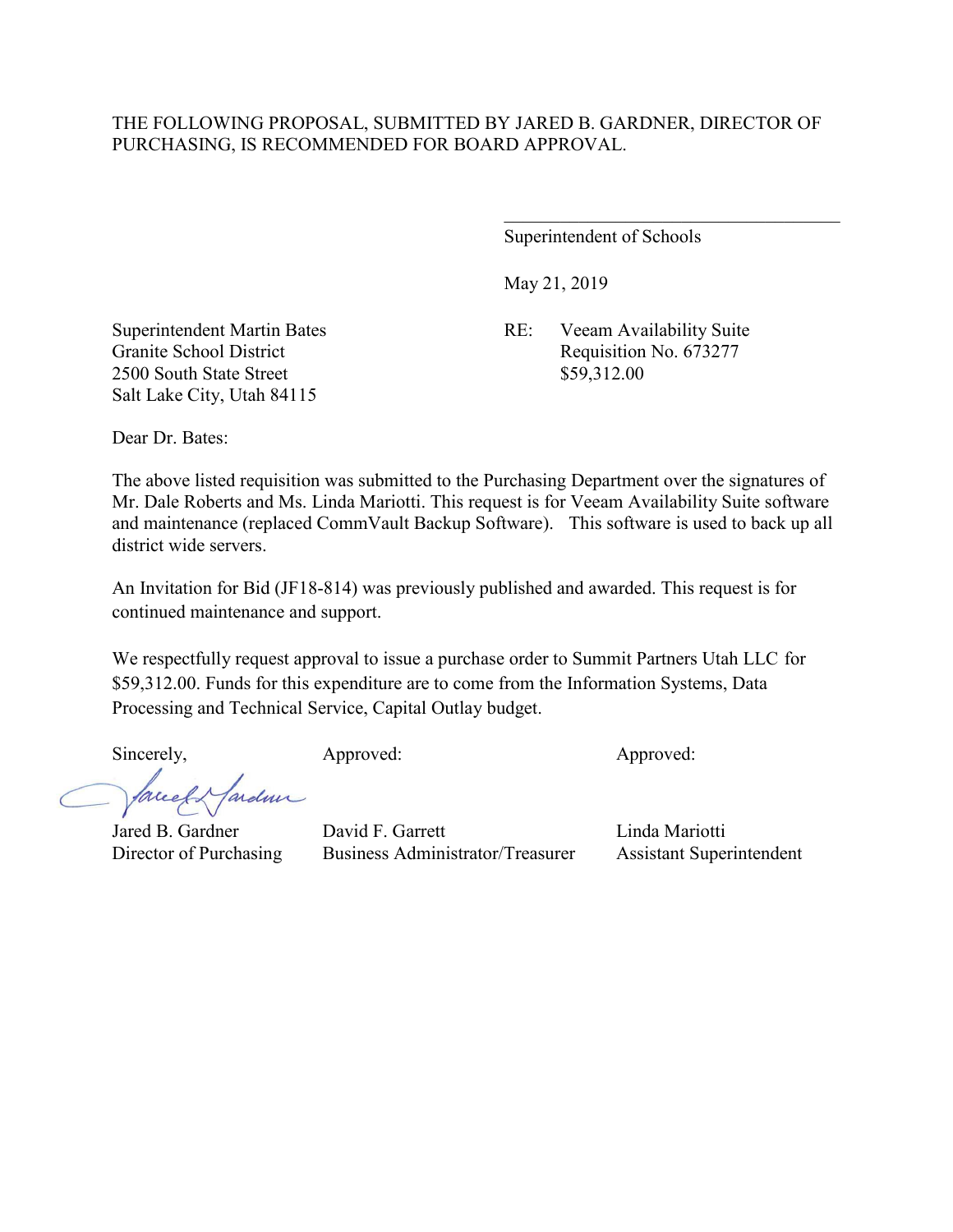THE FOLLOWING PROPOSAL, SUBMITTED BY JARED B. GARDNER, DIRECTOR OF PURCHASING, IS RECOMMENDED FOR BOARD APPROVAL.

\_\_\_\_\_\_\_\_\_\_\_\_\_\_\_\_\_\_\_\_\_\_\_\_\_\_\_\_\_\_\_\_\_\_\_\_
Superintendent of Schools

May 21, 2019

Superintendent Martin Bates
Granite School District
2500 South State Street
Salt Lake City, Utah 84115

RE: Veeam Availability Suite
Requisition No. 673277
$59,312.00

Dear Dr. Bates:

The above listed requisition was submitted to the Purchasing Department over the signatures of Mr. Dale Roberts and Ms. Linda Mariotti. This request is for Veeam Availability Suite software and maintenance (replaced CommVault Backup Software). This software is used to back up all district wide servers.

An Invitation for Bid (JF18-814) was previously published and awarded. This request is for continued maintenance and support.

We respectfully request approval to issue a purchase order to Summit Partners Utah LLC for $59,312.00. Funds for this expenditure are to come from the Information Systems, Data Processing and Technical Service, Capital Outlay budget.

| Sincerely, | Approved: | Approved: |
|---|---|---|
| Jared B. Gardner | David F. Garrett | Linda Mariotti |
| Director of Purchasing | Business Administrator/Treasurer | Assistant Superintendent |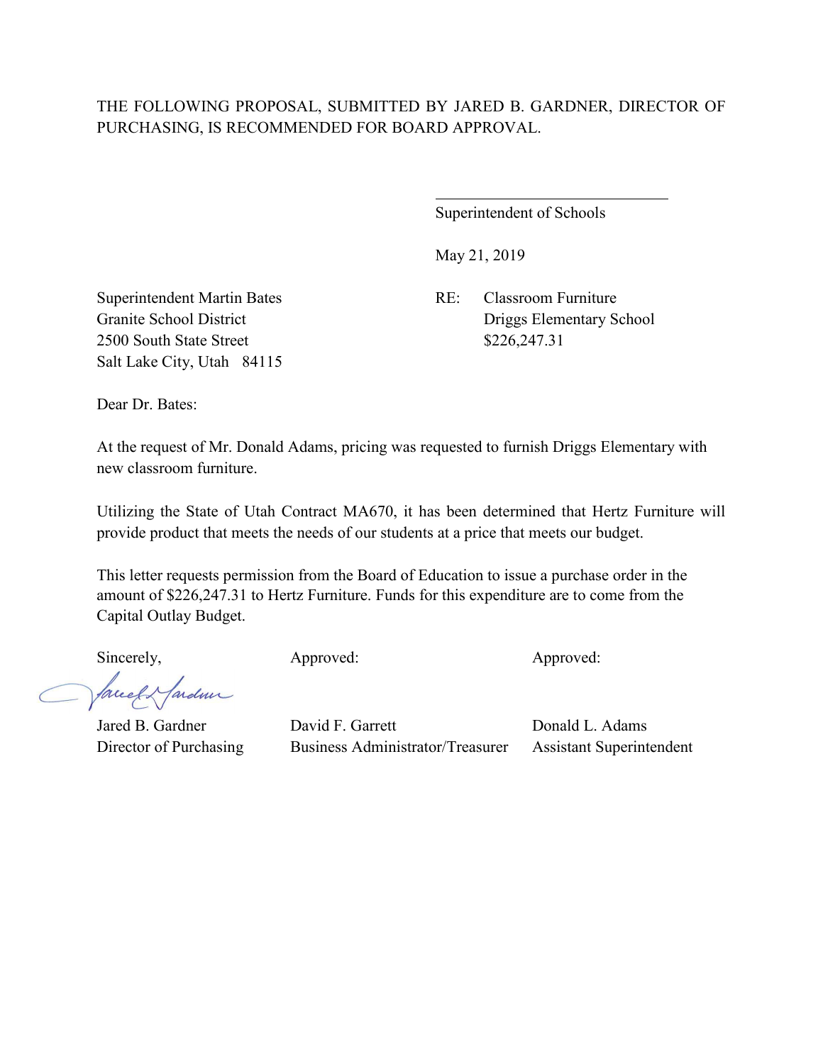THE FOLLOWING PROPOSAL, SUBMITTED BY JARED B. GARDNER, DIRECTOR OF PURCHASING, IS RECOMMENDED FOR BOARD APPROVAL.

\_\_\_\_\_\_\_\_\_\_\_\_\_\_\_\_\_\_\_\_\_\_\_\_\_\_\_\_\_\_

Superintendent of Schools

May 21, 2019

Superintendent Martin Bates
Granite School District
2500 South State Street
Salt Lake City, Utah 84115

RE: Classroom Furniture
Driggs Elementary School
$226,247.31

Dear Dr. Bates:

At the request of Mr. Donald Adams, pricing was requested to furnish Driggs Elementary with new classroom furniture.

Utilizing the State of Utah Contract MA670, it has been determined that Hertz Furniture will provide product that meets the needs of our students at a price that meets our budget.

This letter requests permission from the Board of Education to issue a purchase order in the amount of $226,247.31 to Hertz Furniture. Funds for this expenditure are to come from the Capital Outlay Budget.

| Sincerely, | Approved: | Approved: |
|---|---|---|
| Jared B. Gardner | David F. Garrett | Donald L. Adams |
| Director of Purchasing | Business Administrator/Treasurer | Assistant Superintendent |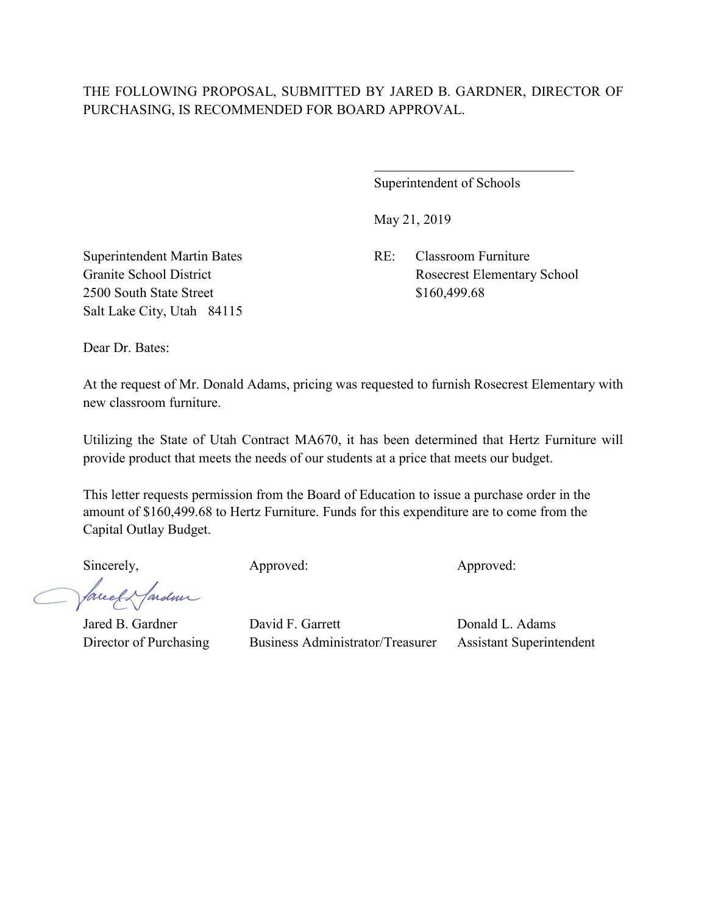THE FOLLOWING PROPOSAL, SUBMITTED BY JARED B. GARDNER, DIRECTOR OF PURCHASING, IS RECOMMENDED FOR BOARD APPROVAL.

\_\_\_\_\_\_\_\_\_\_\_\_\_\_\_\_\_\_\_\_\_\_\_\_\_\_\_\_\_\_\_\_

Superintendent of Schools

May 21, 2019

Superintendent Martin Bates
Granite School District
2500 South State Street
Salt Lake City, Utah 84115

RE: Classroom Furniture
Rosecrest Elementary School
$160,499.68

Dear Dr. Bates:

At the request of Mr. Donald Adams, pricing was requested to furnish Rosecrest Elementary with new classroom furniture.

Utilizing the State of Utah Contract MA670, it has been determined that Hertz Furniture will provide product that meets the needs of our students at a price that meets our budget.

This letter requests permission from the Board of Education to issue a purchase order in the amount of $160,499.68 to Hertz Furniture. Funds for this expenditure are to come from the Capital Outlay Budget.

| Sincerely, | Approved: | Approved: |
|---|---|---|
| Jared B. Gardner | David F. Garrett | Donald L. Adams |
| Director of Purchasing | Business Administrator/Treasurer | Assistant Superintendent |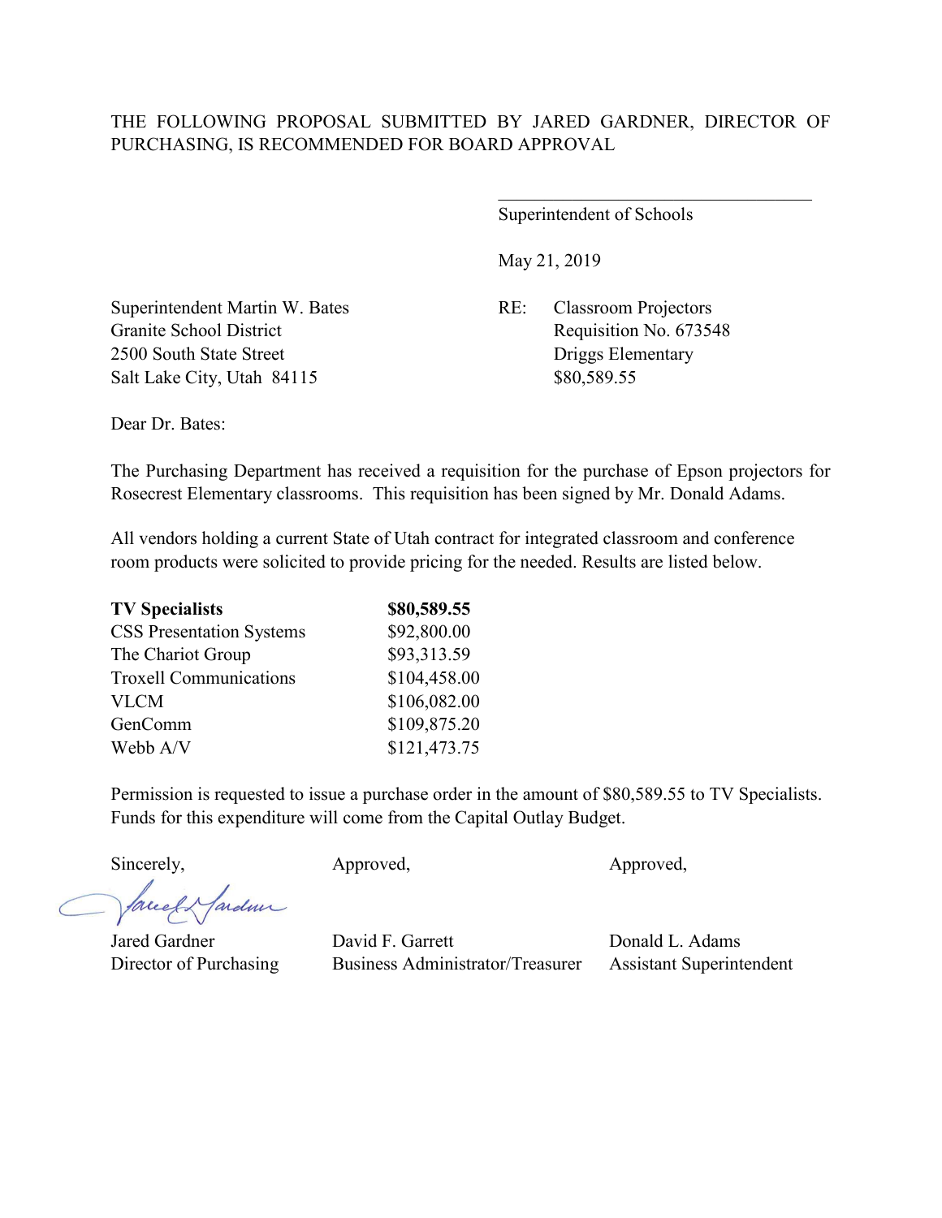THE FOLLOWING PROPOSAL SUBMITTED BY JARED GARDNER, DIRECTOR OF PURCHASING, IS RECOMMENDED FOR BOARD APPROVAL

\_\_\_\_\_\_\_\_\_\_\_\_\_\_\_\_\_\_\_\_\_\_\_\_\_\_\_\_\_\_\_\_\_\_\_

Superintendent of Schools

May 21, 2019

Superintendent Martin W. Bates
Granite School District
2500 South State Street
Salt Lake City, Utah 84115

RE: Classroom Projectors
Requisition No. 673548
Driggs Elementary
$80,589.55

Dear Dr. Bates:

The Purchasing Department has received a requisition for the purchase of Epson projectors for Rosecrest Elementary classrooms. This requisition has been signed by Mr. Donald Adams.

All vendors holding a current State of Utah contract for integrated classroom and conference room products were solicited to provide pricing for the needed. Results are listed below.

| Vendor | Amount |
|---|---|
| **TV Specialists** | **$80,589.55** |
| CSS Presentation Systems | $92,800.00 |
| The Chariot Group | $93,313.59 |
| Troxell Communications | $104,458.00 |
| VLCM | $106,082.00 |
| GenComm | $109,875.20 |
| Webb A/V | $121,473.75 |

Permission is requested to issue a purchase order in the amount of $80,589.55 to TV Specialists. Funds for this expenditure will come from the Capital Outlay Budget.

Sincerely,

Jared Gardner
Director of Purchasing

Approved,

David F. Garrett
Business Administrator/Treasurer

Approved,

Donald L. Adams
Assistant Superintendent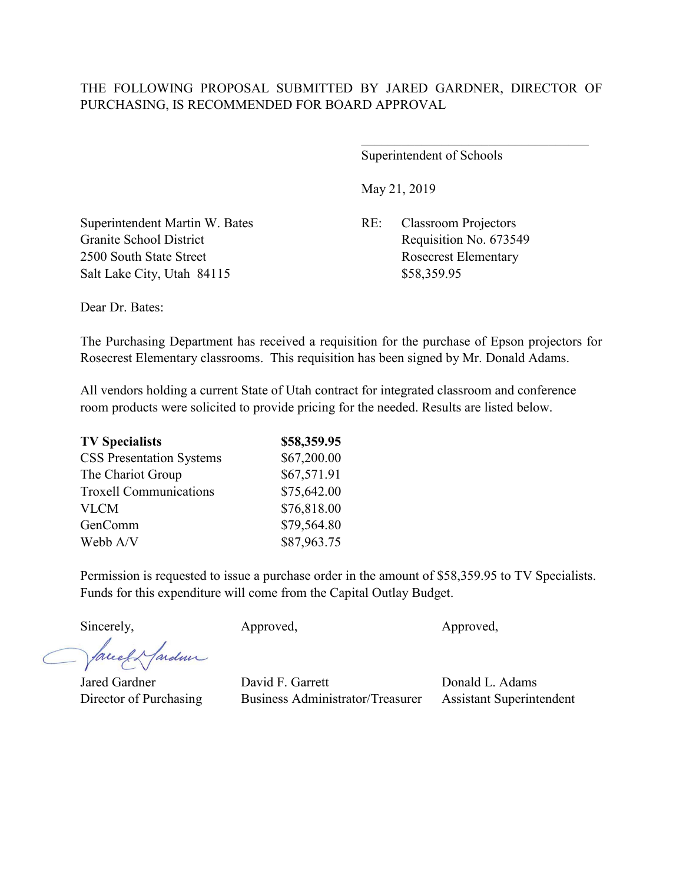THE FOLLOWING PROPOSAL SUBMITTED BY JARED GARDNER, DIRECTOR OF PURCHASING, IS RECOMMENDED FOR BOARD APPROVAL

\_\_\_\_\_\_\_\_\_\_\_\_\_\_\_\_\_\_\_\_\_\_\_\_\_\_\_\_\_\_\_\_\_\_\_

Superintendent of Schools

May 21, 2019

Superintendent Martin W. Bates
Granite School District
2500 South State Street
Salt Lake City, Utah 84115

RE: Classroom Projectors
Requisition No. 673549
Rosecrest Elementary
$58,359.95

Dear Dr. Bates:

The Purchasing Department has received a requisition for the purchase of Epson projectors for Rosecrest Elementary classrooms. This requisition has been signed by Mr. Donald Adams.

All vendors holding a current State of Utah contract for integrated classroom and conference room products were solicited to provide pricing for the needed. Results are listed below.

| | |
|---|---|
| **TV Specialists** | **$58,359.95** |
| CSS Presentation Systems | $67,200.00 |
| The Chariot Group | $67,571.91 |
| Troxell Communications | $75,642.00 |
| VLCM | $76,818.00 |
| GenComm | $79,564.80 |
| Webb A/V | $87,963.75 |

Permission is requested to issue a purchase order in the amount of $58,359.95 to TV Specialists. Funds for this expenditure will come from the Capital Outlay Budget.

| Sincerely, | Approved, | Approved, |
|---|---|---|
| Jared Gardner | David F. Garrett | Donald L. Adams |
| Director of Purchasing | Business Administrator/Treasurer | Assistant Superintendent |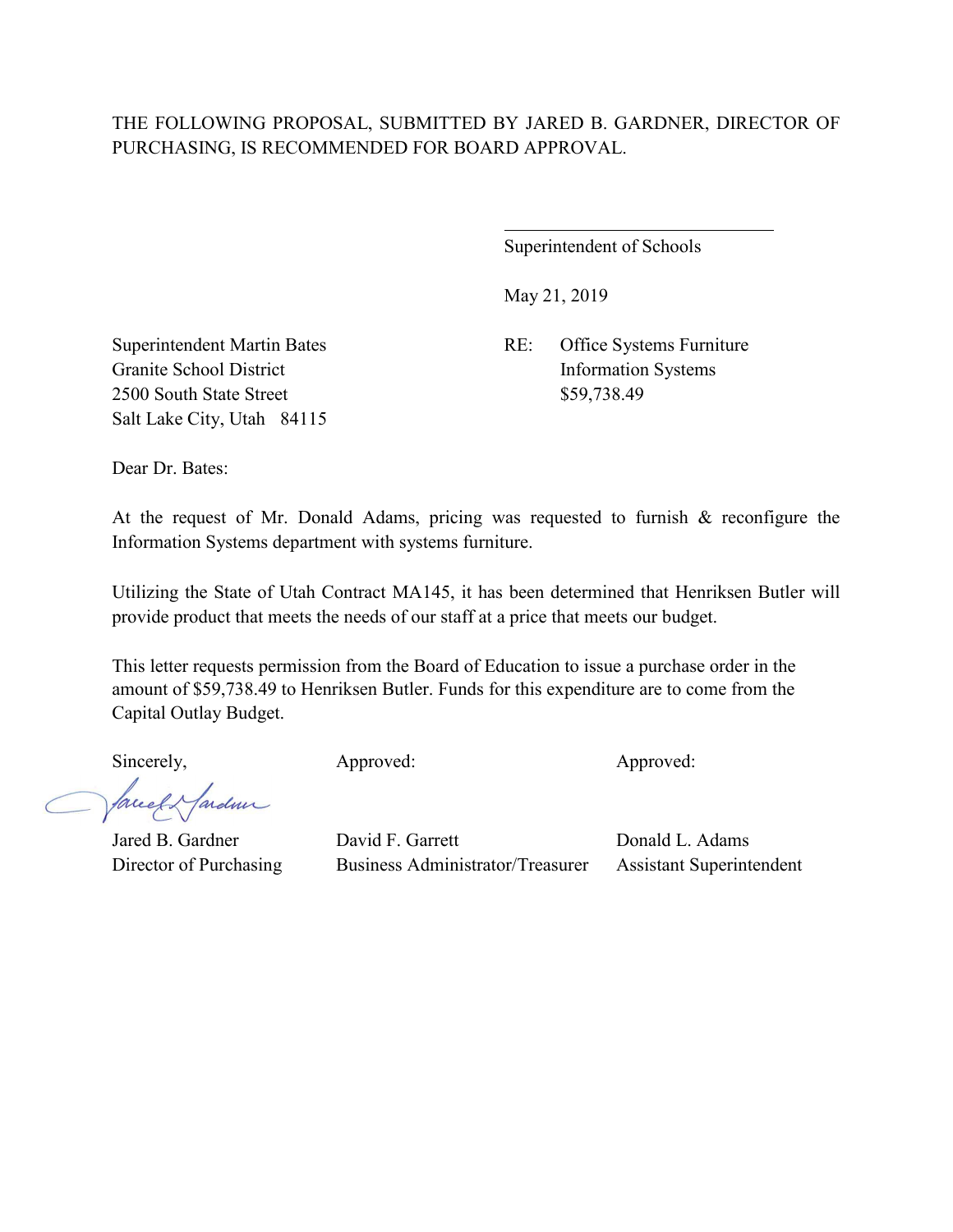THE FOLLOWING PROPOSAL, SUBMITTED BY JARED B. GARDNER, DIRECTOR OF PURCHASING, IS RECOMMENDED FOR BOARD APPROVAL.

\_\_\_\_\_\_\_\_\_\_\_\_\_\_\_\_\_\_\_\_\_\_\_\_\_\_\_\_\_\_

Superintendent of Schools

May 21, 2019

Superintendent Martin Bates
Granite School District
2500 South State Street
Salt Lake City, Utah 84115

RE: Office Systems Furniture
Information Systems
$59,738.49

Dear Dr. Bates:

At the request of Mr. Donald Adams, pricing was requested to furnish & reconfigure the Information Systems department with systems furniture.

Utilizing the State of Utah Contract MA145, it has been determined that Henriksen Butler will provide product that meets the needs of our staff at a price that meets our budget.

This letter requests permission from the Board of Education to issue a purchase order in the amount of $59,738.49 to Henriksen Butler. Funds for this expenditure are to come from the Capital Outlay Budget.

| Sincerely, | Approved: | Approved: |
|---|---|---|
| Jared B. Gardner | David F. Garrett | Donald L. Adams |
| Director of Purchasing | Business Administrator/Treasurer | Assistant Superintendent |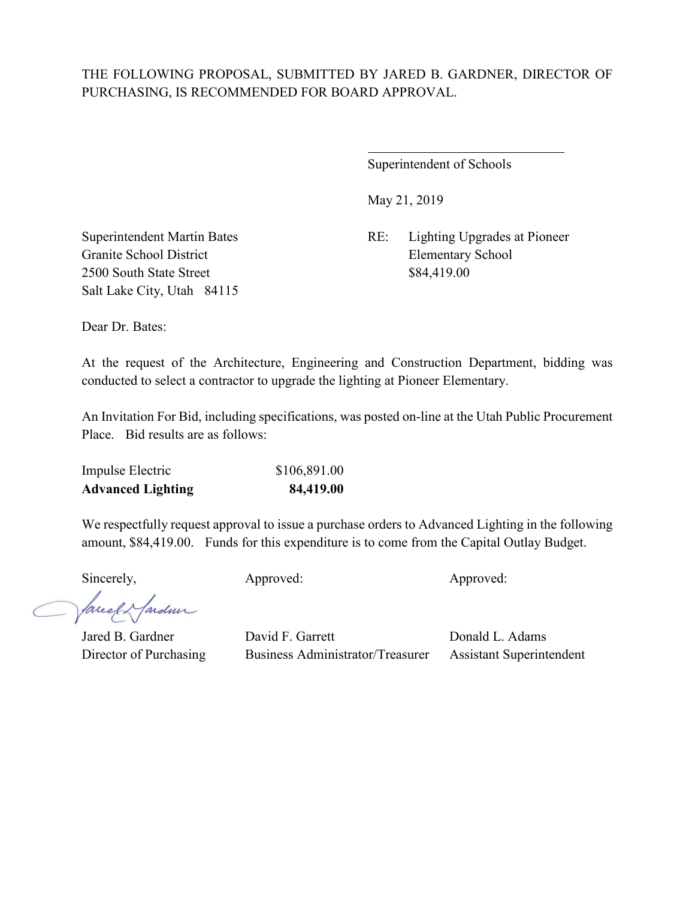THE FOLLOWING PROPOSAL, SUBMITTED BY JARED B. GARDNER, DIRECTOR OF PURCHASING, IS RECOMMENDED FOR BOARD APPROVAL.

\_\_\_\_\_\_\_\_\_\_\_\_\_\_\_\_\_\_\_\_\_\_\_\_\_\_\_\_\_\_\_\_

Superintendent of Schools

May 21, 2019

Superintendent Martin Bates
Granite School District
2500 South State Street
Salt Lake City, Utah 84115

RE: Lighting Upgrades at Pioneer Elementary School
$84,419.00

Dear Dr. Bates:

At the request of the Architecture, Engineering and Construction Department, bidding was conducted to select a contractor to upgrade the lighting at Pioneer Elementary.

An Invitation For Bid, including specifications, was posted on-line at the Utah Public Procurement Place. Bid results are as follows:

| | |
|---|---|
| Impulse Electric | $106,891.00 |
| **Advanced Lighting** | **84,419.00** |

We respectfully request approval to issue a purchase orders to Advanced Lighting in the following amount, $84,419.00. Funds for this expenditure is to come from the Capital Outlay Budget.

| Sincerely, | Approved: | Approved: |
|---|---|---|
| Jared B. Gardner | David F. Garrett | Donald L. Adams |
| Director of Purchasing | Business Administrator/Treasurer | Assistant Superintendent |